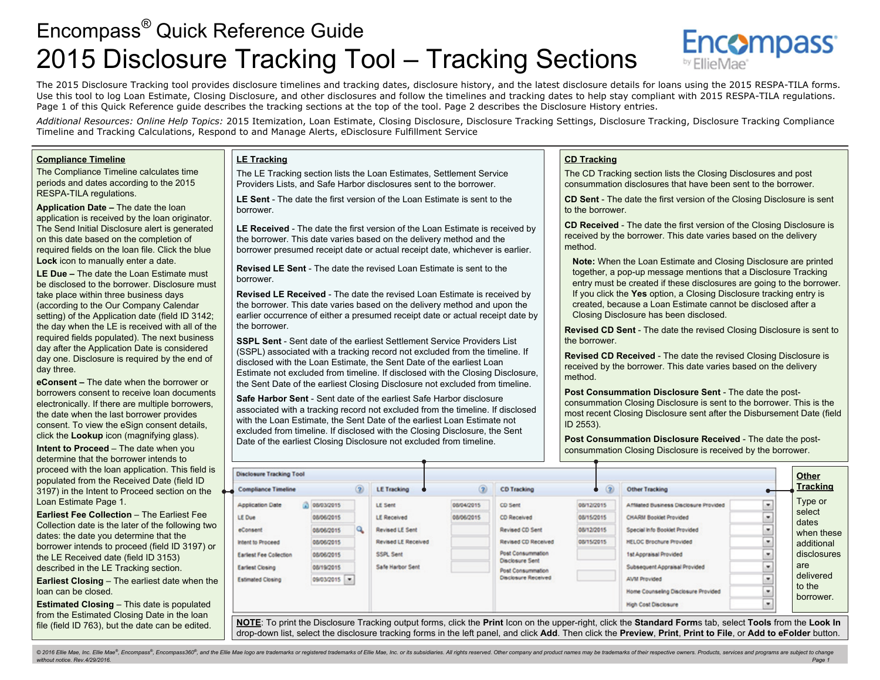# Encompass® Quick Reference Guide

# 2015 Disclosure Tracking Tool – Tracking Sections

The 2015 Disclosure Tracking tool provides disclosure timelines and tracking dates, disclosure history, and the latest disclosure details for loans using the 2015 RESPA-TILA forms. Use this tool to log Loan Estimate, Closing Disclosure, and other disclosures and follow the timelines and tracking dates to help stay compliant with 2015 RESPA-TILA regulations. Page 1 of this Quick Reference guide describes the tracking sections at the top of the tool. Page 2 describes the Disclosure History entries.

*Additional Resources: Online Help Topics:* 2015 Itemization, Loan Estimate, Closing Disclosure, Disclosure Tracking Settings, Disclosure Tracking, Disclosure Tracking Compliance Timeline and Tracking Calculations, Respond to and Manage Alerts, eDisclosure Fulfillment Service

## Compliance Timeline

The Compliance Timeline calculates time periods and dates according to the 2015 RESPA-TILA regulations.

**Application Date –** The date the loan application is received by the loan originator. The Send Initial Disclosure alert is generated on this date based on the completion of required fields on the loan file. Click the blue **Lock** icon to manually enter a date.

**LE Due –** The date the Loan Estimate must be disclosed to the borrower. Disclosure must take place within three business days (according to the Our Company Calendar setting) of the Application date (field ID 3142; the day when the LE is received with all of the required fields populated). The next business day after the Application Date is considered day one. Disclosure is required by the end of day three.

**eConsent –** The date when the borrower or borrowers consent to receive loan documents electronically. If there are multiple borrowers, the date when the last borrower provides consent. To view the eSign consent details, click the **Lookup** icon (magnifying glass).

**Intent to Proceed** – The date when you determine that the borrower intends to proceed with the loan application. This field is populated from the Received Date (field ID 3197) in the Intent to Proceed section on the Loan Estimate Page 1.

**Earliest Fee Collection** – The Earliest Fee Collection date is the later of the following two dates: the date you determine that the borrower intends to proceed (field ID 3197) or the LE Received date (field ID 3153) described in the LE Tracking section.

**Earliest Closing** – The earliest date when the loan can be closed.

**Estimated Closing** – This date is populated from the Estimated Closing Date in the loan file (field ID 763), but the date can be edited.

## LE Tracking

The LE Tracking section lists the Loan Estimates, Settlement Service Providers Lists, and Safe Harbor disclosures sent to the borrower.

**LE Sent** - The date the first version of the Loan Estimate is sent to the borrower.

**LE Received** - The date the first version of the Loan Estimate is received by the borrower. This date varies based on the delivery method and the borrower presumed receipt date or actual receipt date, whichever is earlier.

**Revised LE Sent** - The date the revised Loan Estimate is sent to the borrower.

**Revised LE Received** - The date the revised Loan Estimate is received by the borrower. This date varies based on the delivery method and upon the earlier occurrence of either a presumed receipt date or actual receipt date by the borrower.

**SSPL Sent** - Sent date of the earliest Settlement Service Providers List (SSPL) associated with a tracking record not excluded from the timeline. If disclosed with the Loan Estimate, the Sent Date of the earliest Loan Estimate not excluded from timeline. If disclosed with the Closing Disclosure, the Sent Date of the earliest Closing Disclosure not excluded from timeline.

**Safe Harbor Sent** - Sent date of the earliest Safe Harbor disclosure associated with a tracking record not excluded from the timeline. If disclosed with the Loan Estimate, the Sent Date of the earliest Loan Estimate not excluded from timeline. If disclosed with the Closing Disclosure, the Sent Date of the earliest Closing Disclosure not excluded from timeline.

## CD Tracking

The CD Tracking section lists the Closing Disclosures and post consummation disclosures that have been sent to the borrower.

**CD Sent** - The date the first version of the Closing Disclosure is sent to the borrower.

**CD Received** - The date the first version of the Closing Disclosure is received by the borrower. This date varies based on the delivery method.

> **Note:** When the Loan Estimate and Closing Disclosure are printed together, a pop-up message mentions that a Disclosure Tracking entry must be created if these disclosures are going to the borrower. If you click the **Yes** option, a Closing Disclosure tracking entry is created, because a Loan Estimate cannot be disclosed after a Closing Disclosure has been disclosed.

**Revised CD Sent** - The date the revised Closing Disclosure is sent to the borrower.

**Revised CD Received** - The date the revised Closing Disclosure is received by the borrower. This date varies based on the delivery method.

**Post Consummation Disclosure Sent** - The date the post-consummation Closing Disclosure is sent to the borrower. This is the most recent Closing Disclosure sent after the Disbursement Date (field ID 2553).

**Post Consummation Disclosure Received** - The date the post-consummation Closing Disclosure is received by the borrower.

## Disclosure Tracking Tool

| Compliance Timeline | | LE Tracking | | CD Tracking | | Other Tracking | |
|---|---|---|---|---|---|---|---|
| Application Date | 08/03/2015 | LE Sent | 08/04/2015 | CD Sent | 08/12/2015 | Affiliated Business Disclosure Provided | |
| LE Due | 08/06/2015 | LE Received | 08/06/2015 | CD Received | 08/15/2015 | CHARM Booklet Provided | |
| eConsent | 08/06/2015 | Revised LE Sent | | Revised CD Sent | 08/12/2015 | Special Info Booklet Provided | |
| Intent to Proceed | 08/06/2015 | Revised LE Received | | Revised CD Received | 08/15/2015 | HELOC Brochure Provided | |
| Earliest Fee Collection | 08/06/2015 | SSPL Sent | | Post Consummation Disclosure Sent | | 1st Appraisal Provided | |
| Earliest Closing | 08/19/2015 | Safe Harbor Sent | | Post Consummation Disclosure Received | | Subsequent Appraisal Provided | |
| Estimated Closing | 09/03/2015 | | | | | AVM Provided | |
| | | | | | | Home Counseling Disclosure Provided | |
| | | | | | | High Cost Disclosure | |

## Other Tracking

Type or select dates when these additional disclosures are delivered to the borrower.

**NOTE**: To print the Disclosure Tracking output forms, click the **Print** Icon on the upper-right, click the **Standard Form**s tab, select **Tools** from the **Look In** drop-down list, select the disclosure tracking forms in the left panel, and click **Add**. Then click the **Preview**, **Print**, **Print to File**, or **Add to eFolder** button.

*© 2016 Ellie Mae, Inc. Ellie Mae®, Encompass®, Encompass360®, and the Ellie Mae logo are trademarks or registered trademarks of Ellie Mae, Inc. or its subsidiaries. All rights reserved. Other company and product names may be trademarks of their respective owners. Products, services and programs are subject to change without notice. Rev.4/29/2016.*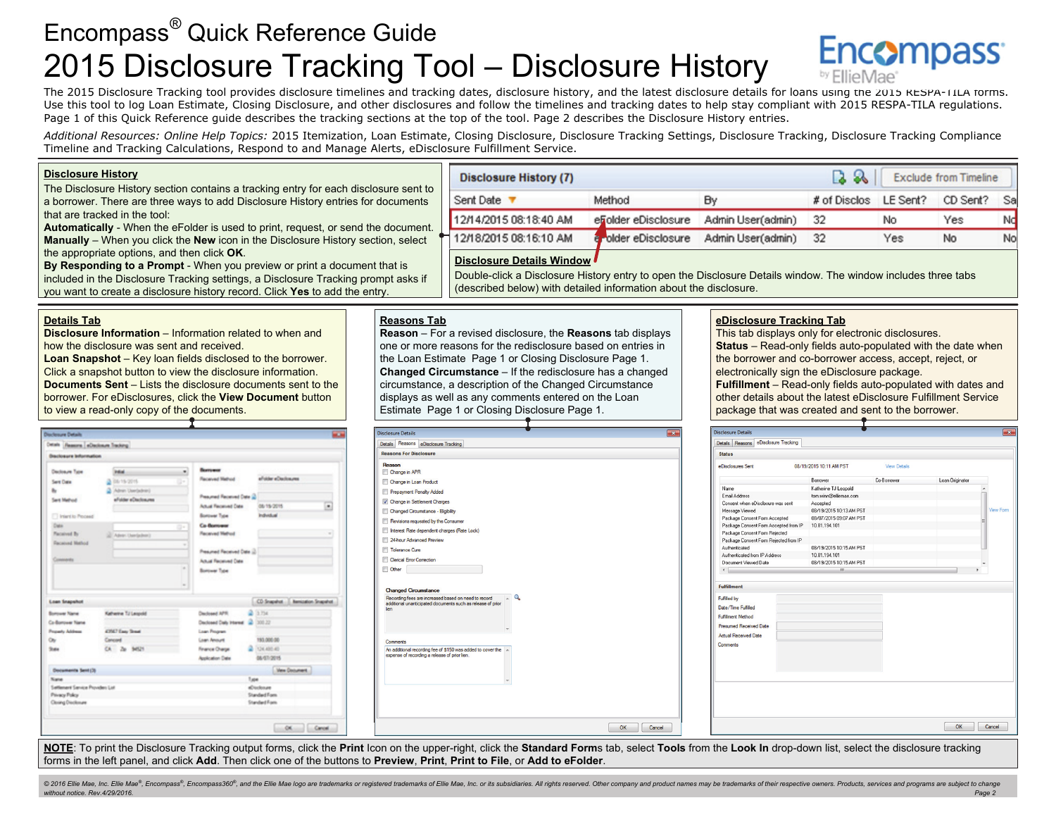# Encompass® Quick Reference Guide

# 2015 Disclosure Tracking Tool – Disclosure History

The 2015 Disclosure Tracking tool provides disclosure timelines and tracking dates, disclosure history, and the latest disclosure details for loans using the 2015 RESPA-TILA forms. Use this tool to log Loan Estimate, Closing Disclosure, and other disclosures and follow the timelines and tracking dates to help stay compliant with 2015 RESPA-TILA regulations. Page 1 of this Quick Reference guide describes the tracking sections at the top of the tool. Page 2 describes the Disclosure History entries.

*Additional Resources: Online Help Topics:* 2015 Itemization, Loan Estimate, Closing Disclosure, Disclosure Tracking Settings, Disclosure Tracking, Disclosure Tracking Compliance Timeline and Tracking Calculations, Respond to and Manage Alerts, eDisclosure Fulfillment Service.

## Disclosure History

The Disclosure History section contains a tracking entry for each disclosure sent to a borrower. There are three ways to add Disclosure History entries for documents that are tracked in the tool:

**Automatically** - When the eFolder is used to print, request, or send the document.

**Manually** – When you click the **New** icon in the Disclosure History section, select the appropriate options, and then click **OK**.

**By Responding to a Prompt** - When you preview or print a document that is included in the Disclosure Tracking settings, a Disclosure Tracking prompt asks if you want to create a disclosure history record. Click **Yes** to add the entry.

**Disclosure History (7)** — Exclude from Timeline

| Sent Date | Method | By | # of Disclos | LE Sent? | CD Sent? | Sa |
|---|---|---|---|---|---|---|
| 12/14/2015 08:18:40 AM | eFolder eDisclosure | Admin User(admin) | 32 | No | Yes | No |
| 12/18/2015 08:16:10 AM | eFolder eDisclosure | Admin User(admin) | 32 | Yes | No | No |

## Disclosure Details Window

Double-click a Disclosure History entry to open the Disclosure Details window. The window includes three tabs (described below) with detailed information about the disclosure.

## Details Tab

**Disclosure Information** – Information related to when and how the disclosure was sent and received.

**Loan Snapshot** – Key loan fields disclosed to the borrower. Click a snapshot button to view the disclosure information.

**Documents Sent** – Lists the disclosure documents sent to the borrower. For eDisclosures, click the **View Document** button to view a read-only copy of the documents.

## Reasons Tab

**Reason** – For a revised disclosure, the **Reasons** tab displays one or more reasons for the redisclosure based on entries in the Loan Estimate Page 1 or Closing Disclosure Page 1.

**Changed Circumstance** – If the redisclosure has a changed circumstance, a description of the Changed Circumstance displays as well as any comments entered on the Loan Estimate Page 1 or Closing Disclosure Page 1.

## eDisclosure Tracking Tab

This tab displays only for electronic disclosures.

**Status** – Read-only fields auto-populated with the date when the borrower and co-borrower access, accept, reject, or electronically sign the eDisclosure package.

**Fulfillment** – Read-only fields auto-populated with dates and other details about the latest eDisclosure Fulfillment Service package that was created and sent to the borrower.

**NOTE**: To print the Disclosure Tracking output forms, click the **Print** Icon on the upper-right, click the **Standard Form**s tab, select **Tools** from the **Look In** drop-down list, select the disclosure tracking forms in the left panel, and click **Add**. Then click one of the buttons to **Preview**, **Print**, **Print to File**, or **Add to eFolder**.

*© 2016 Ellie Mae, Inc. Ellie Mae®, Encompass®, Encompass360®, and the Ellie Mae logo are trademarks or registered trademarks of Ellie Mae, Inc. or its subsidiaries. All rights reserved. Other company and product names may be trademarks of their respective owners. Products, services and programs are subject to change without notice. Rev.4/29/2016.*